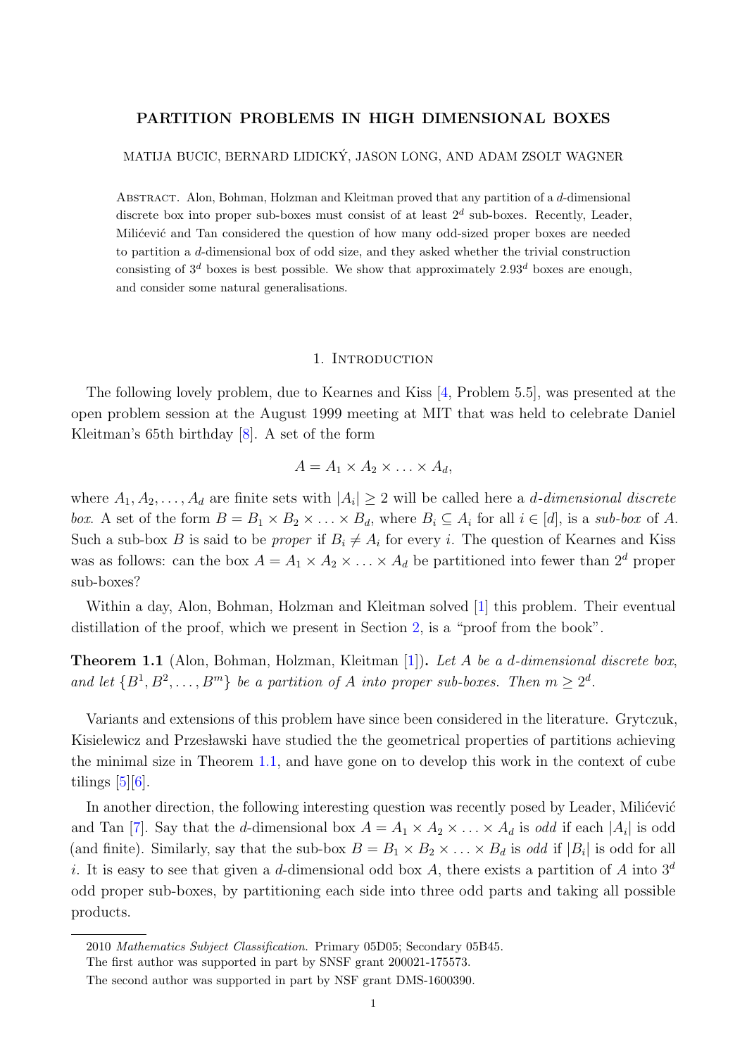# PARTITION PROBLEMS IN HIGH DIMENSIONAL BOXES

MATIJA BUCIC, BERNARD LIDICKÝ, JASON LONG, AND ADAM ZSOLT WAGNER

Abstract. Alon, Bohman, Holzman and Kleitman proved that any partition of a $d$-dimensional discrete box into proper sub-boxes must consist of at least $2^d$ sub-boxes. Recently, Leader, Milićević and Tan considered the question of how many odd-sized proper boxes are needed to partition a $d$-dimensional box of odd size, and they asked whether the trivial construction consisting of $3^d$ boxes is best possible. We show that approximately $2.93^d$ boxes are enough, and consider some natural generalisations.

## 1. Introduction

The following lovely problem, due to Kearnes and Kiss [4, Problem 5.5], was presented at the open problem session at the August 1999 meeting at MIT that was held to celebrate Daniel Kleitman's 65th birthday [8]. A set of the form

$$A = A_1 \times A_2 \times \ldots \times A_d,$$

where $A_1, A_2, \ldots, A_d$ are finite sets with $|A_i| \geq 2$ will be called here a *$d$-dimensional discrete box*. A set of the form $B = B_1 \times B_2 \times \ldots \times B_d$, where $B_i \subseteq A_i$ for all $i \in [d]$, is a *sub-box* of $A$. Such a sub-box $B$ is said to be *proper* if $B_i \neq A_i$ for every $i$. The question of Kearnes and Kiss was as follows: can the box $A = A_1 \times A_2 \times \ldots \times A_d$ be partitioned into fewer than $2^d$ proper sub-boxes?

Within a day, Alon, Bohman, Holzman and Kleitman solved [1] this problem. Their eventual distillation of the proof, which we present in Section 2, is a "proof from the book".

**Theorem 1.1** (Alon, Bohman, Holzman, Kleitman [1])**.** *Let $A$ be a $d$-dimensional discrete box, and let $\{B^1, B^2, \ldots, B^m\}$ be a partition of $A$ into proper sub-boxes. Then $m \geq 2^d$.*

Variants and extensions of this problem have since been considered in the literature. Grytczuk, Kisielewicz and Przesławski have studied the the geometrical properties of partitions achieving the minimal size in Theorem 1.1, and have gone on to develop this work in the context of cube tilings [5][6].

In another direction, the following interesting question was recently posed by Leader, Milićević and Tan [7]. Say that the $d$-dimensional box $A = A_1 \times A_2 \times \ldots \times A_d$ is *odd* if each $|A_i|$ is odd (and finite). Similarly, say that the sub-box $B = B_1 \times B_2 \times \ldots \times B_d$ is *odd* if $|B_i|$ is odd for all $i$. It is easy to see that given a $d$-dimensional odd box $A$, there exists a partition of $A$ into $3^d$ odd proper sub-boxes, by partitioning each side into three odd parts and taking all possible products.

2010 *Mathematics Subject Classification.* Primary 05D05; Secondary 05B45.

The first author was supported in part by SNSF grant 200021-175573.

The second author was supported in part by NSF grant DMS-1600390.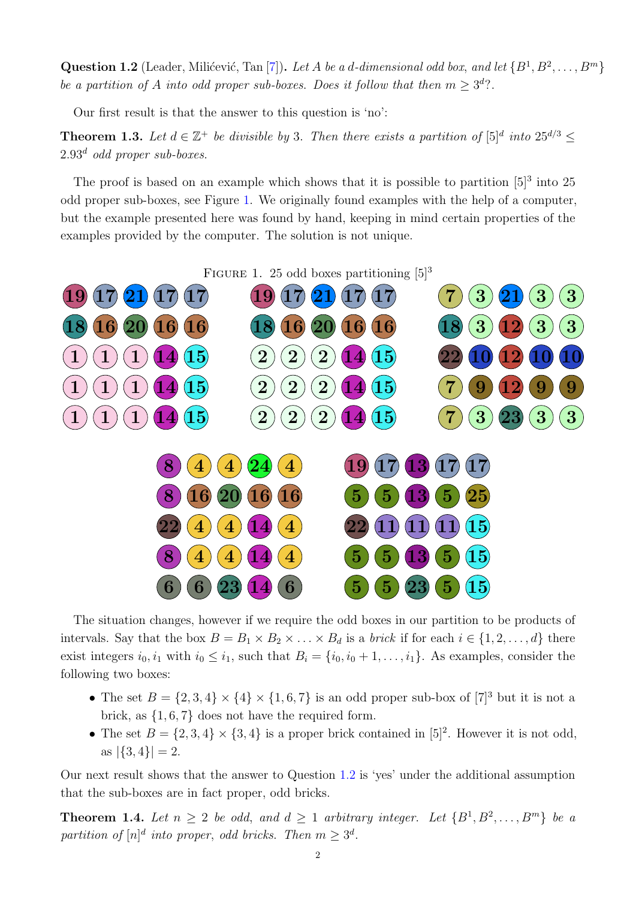**Question 1.2** (Leader, Milićević, Tan [7])**.** *Let $A$ be a $d$-dimensional odd box, and let $\{B^1, B^2, \ldots, B^m\}$ be a partition of $A$ into odd proper sub-boxes. Does it follow that then $m \geq 3^d$?.*

Our first result is that the answer to this question is 'no':

**Theorem 1.3.** *Let $d \in \mathbb{Z}^+$ be divisible by 3. Then there exists a partition of $[5]^d$ into $25^{d/3} \leq 2.93^d$ odd proper sub-boxes.*

The proof is based on an example which shows that it is possible to partition $[5]^3$ into 25 odd proper sub-boxes, see Figure 1. We originally found examples with the help of a computer, but the example presented here was found by hand, keeping in mind certain properties of the examples provided by the computer. The solution is not unique.

FIGURE 1. 25 odd boxes partitioning $[5]^3$

| 19 | 17 | 21 | 17 | 17 |
|---|---|---|---|---|
| 18 | 16 | 20 | 16 | 16 |
| 1 | 1 | 1 | 14 | 15 |
| 1 | 1 | 1 | 14 | 15 |
| 1 | 1 | 1 | 14 | 15 |

| 19 | 17 | 21 | 17 | 17 |
|---|---|---|---|---|
| 18 | 16 | 20 | 16 | 16 |
| 2 | 2 | 2 | 14 | 15 |
| 2 | 2 | 2 | 14 | 15 |
| 2 | 2 | 2 | 14 | 15 |

| 7 | 3 | 21 | 3 | 3 |
|---|---|---|---|---|
| 18 | 3 | 12 | 3 | 3 |
| 22 | 10 | 12 | 10 | 10 |
| 7 | 9 | 12 | 9 | 9 |
| 7 | 3 | 23 | 3 | 3 |

| 8 | 4 | 4 | 24 | 4 |
|---|---|---|---|---|
| 8 | 16 | 20 | 16 | 16 |
| 22 | 4 | 4 | 14 | 4 |
| 8 | 4 | 4 | 14 | 4 |
| 6 | 6 | 23 | 14 | 6 |

| 19 | 17 | 13 | 17 | 17 |
|---|---|---|---|---|
| 5 | 5 | 13 | 5 | 25 |
| 22 | 11 | 11 | 11 | 15 |
| 5 | 5 | 13 | 5 | 15 |
| 5 | 5 | 23 | 5 | 15 |

The situation changes, however if we require the odd boxes in our partition to be products of intervals. Say that the box $B = B_1 \times B_2 \times \ldots \times B_d$ is a *brick* if for each $i \in \{1, 2, \ldots, d\}$ there exist integers $i_0, i_1$ with $i_0 \leq i_1$, such that $B_i = \{i_0, i_0 + 1, \ldots, i_1\}$. As examples, consider the following two boxes:

- The set $B = \{2, 3, 4\} \times \{4\} \times \{1, 6, 7\}$ is an odd proper sub-box of $[7]^3$ but it is not a brick, as $\{1, 6, 7\}$ does not have the required form.
- The set $B = \{2, 3, 4\} \times \{3, 4\}$ is a proper brick contained in $[5]^2$. However it is not odd, as $|\{3, 4\}| = 2$.

Our next result shows that the answer to Question 1.2 is 'yes' under the additional assumption that the sub-boxes are in fact proper, odd bricks.

**Theorem 1.4.** *Let $n \geq 2$ be odd, and $d \geq 1$ arbitrary integer. Let $\{B^1, B^2, \ldots, B^m\}$ be a partition of $[n]^d$ into proper, odd bricks. Then $m \geq 3^d$.*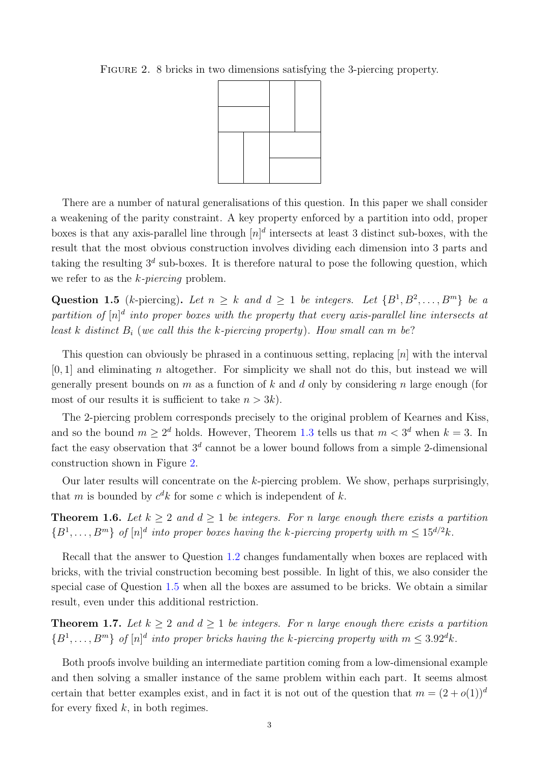Figure 2. 8 bricks in two dimensions satisfying the 3-piercing property.

There are a number of natural generalisations of this question. In this paper we shall consider a weakening of the parity constraint. A key property enforced by a partition into odd, proper boxes is that any axis-parallel line through $[n]^d$ intersects at least 3 distinct sub-boxes, with the result that the most obvious construction involves dividing each dimension into 3 parts and taking the resulting $3^d$ sub-boxes. It is therefore natural to pose the following question, which we refer to as the *k-piercing* problem.

**Question 1.5** (*k*-piercing)**.** *Let $n \geq k$ and $d \geq 1$ be integers. Let $\{B^1, B^2, \ldots, B^m\}$ be a partition of $[n]^d$ into proper boxes with the property that every axis-parallel line intersects at least $k$ distinct $B_i$ (we call this the k-piercing property). How small can $m$ be?*

This question can obviously be phrased in a continuous setting, replacing $[n]$ with the interval $[0, 1]$ and eliminating $n$ altogether. For simplicity we shall not do this, but instead we will generally present bounds on $m$ as a function of $k$ and $d$ only by considering $n$ large enough (for most of our results it is sufficient to take $n > 3k$).

The 2-piercing problem corresponds precisely to the original problem of Kearnes and Kiss, and so the bound $m \geq 2^d$ holds. However, Theorem 1.3 tells us that $m < 3^d$ when $k = 3$. In fact the easy observation that $3^d$ cannot be a lower bound follows from a simple 2-dimensional construction shown in Figure 2.

Our later results will concentrate on the $k$-piercing problem. We show, perhaps surprisingly, that $m$ is bounded by $c^d k$ for some $c$ which is independent of $k$.

**Theorem 1.6.** *Let $k \geq 2$ and $d \geq 1$ be integers. For $n$ large enough there exists a partition $\{B^1, \ldots, B^m\}$ of $[n]^d$ into proper boxes having the k-piercing property with $m \leq 15^{d/2}k$.*

Recall that the answer to Question 1.2 changes fundamentally when boxes are replaced with bricks, with the trivial construction becoming best possible. In light of this, we also consider the special case of Question 1.5 when all the boxes are assumed to be bricks. We obtain a similar result, even under this additional restriction.

**Theorem 1.7.** *Let $k \geq 2$ and $d \geq 1$ be integers. For $n$ large enough there exists a partition $\{B^1, \ldots, B^m\}$ of $[n]^d$ into proper bricks having the k-piercing property with $m \leq 3.92^d k$.*

Both proofs involve building an intermediate partition coming from a low-dimensional example and then solving a smaller instance of the same problem within each part. It seems almost certain that better examples exist, and in fact it is not out of the question that $m = (2 + o(1))^d$ for every fixed $k$, in both regimes.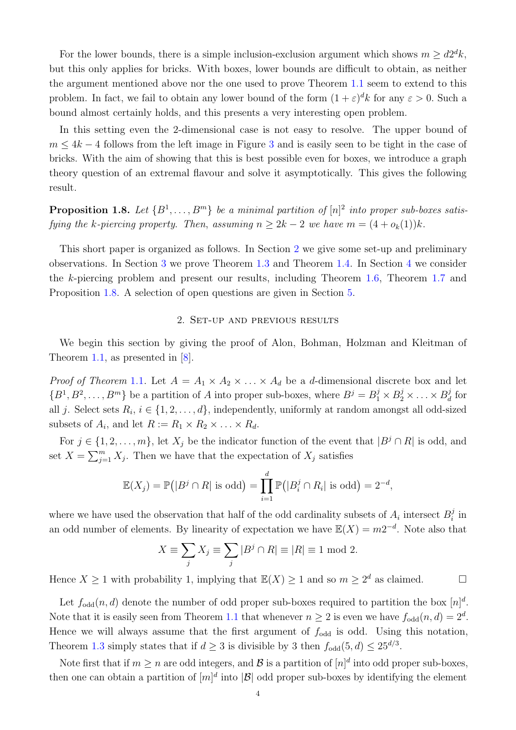For the lower bounds, there is a simple inclusion-exclusion argument which shows $m \geq d2^d k$, but this only applies for bricks. With boxes, lower bounds are difficult to obtain, as neither the argument mentioned above nor the one used to prove Theorem 1.1 seem to extend to this problem. In fact, we fail to obtain any lower bound of the form $(1+\varepsilon)^d k$ for any $\varepsilon > 0$. Such a bound almost certainly holds, and this presents a very interesting open problem.

In this setting even the 2-dimensional case is not easy to resolve. The upper bound of $m \leq 4k-4$ follows from the left image in Figure 3 and is easily seen to be tight in the case of bricks. With the aim of showing that this is best possible even for boxes, we introduce a graph theory question of an extremal flavour and solve it asymptotically. This gives the following result.

**Proposition 1.8.** *Let $\{B^1, \ldots, B^m\}$ be a minimal partition of $[n]^2$ into proper sub-boxes satisfying the $k$-piercing property. Then, assuming $n \geq 2k-2$ we have $m = (4 + o_k(1))k$.*

This short paper is organized as follows. In Section 2 we give some set-up and preliminary observations. In Section 3 we prove Theorem 1.3 and Theorem 1.4. In Section 4 we consider the $k$-piercing problem and present our results, including Theorem 1.6, Theorem 1.7 and Proposition 1.8. A selection of open questions are given in Section 5.

## 2. Set-up and previous results

We begin this section by giving the proof of Alon, Bohman, Holzman and Kleitman of Theorem 1.1, as presented in [8].

*Proof of Theorem 1.1.* Let $A = A_1 \times A_2 \times \ldots \times A_d$ be a $d$-dimensional discrete box and let $\{B^1, B^2, \ldots, B^m\}$ be a partition of $A$ into proper sub-boxes, where $B^j = B^j_1 \times B^j_2 \times \ldots \times B^j_d$ for all $j$. Select sets $R_i$, $i \in \{1, 2, \ldots, d\}$, independently, uniformly at random amongst all odd-sized subsets of $A_i$, and let $R := R_1 \times R_2 \times \ldots \times R_d$.

For $j \in \{1, 2, \ldots, m\}$, let $X_j$ be the indicator function of the event that $|B^j \cap R|$ is odd, and set $X = \sum_{j=1}^m X_j$. Then we have that the expectation of $X_j$ satisfies

$$\mathbb{E}(X_j) = \mathbb{P}\big(|B^j \cap R| \text{ is odd}\big) = \prod_{i=1}^d \mathbb{P}\big(|B^j_i \cap R_i| \text{ is odd}\big) = 2^{-d},$$

where we have used the observation that half of the odd cardinality subsets of $A_i$ intersect $B^j_i$ in an odd number of elements. By linearity of expectation we have $\mathbb{E}(X) = m2^{-d}$. Note also that

$$X \equiv \sum_j X_j \equiv \sum_j |B^j \cap R| \equiv |R| \equiv 1 \bmod 2.$$

Hence $X \geq 1$ with probability 1, implying that $\mathbb{E}(X) \geq 1$ and so $m \geq 2^d$ as claimed. □

Let $f_{\text{odd}}(n, d)$ denote the number of odd proper sub-boxes required to partition the box $[n]^d$. Note that it is easily seen from Theorem 1.1 that whenever $n \geq 2$ is even we have $f_{\text{odd}}(n, d) = 2^d$. Hence we will always assume that the first argument of $f_{\text{odd}}$ is odd. Using this notation, Theorem 1.3 simply states that if $d \geq 3$ is divisible by 3 then $f_{\text{odd}}(5, d) \leq 25^{d/3}$.

Note first that if $m \geq n$ are odd integers, and $\mathcal{B}$ is a partition of $[n]^d$ into odd proper sub-boxes, then one can obtain a partition of $[m]^d$ into $|\mathcal{B}|$ odd proper sub-boxes by identifying the element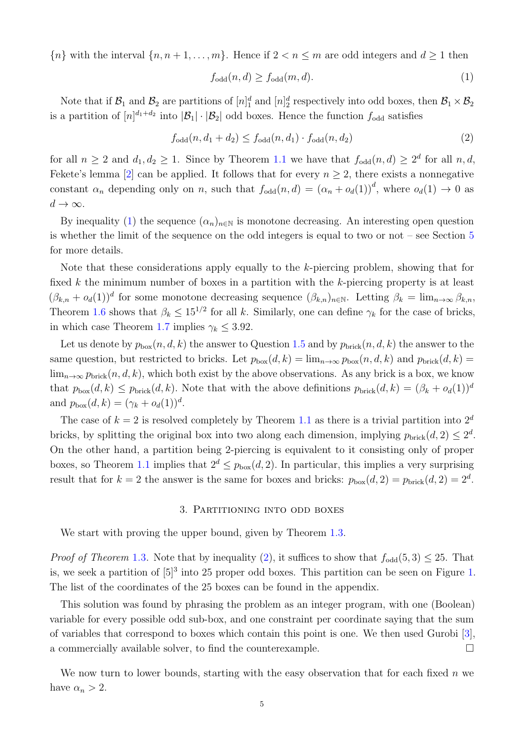$\{n\}$ with the interval $\{n, n+1, \ldots, m\}$. Hence if $2 < n \le m$ are odd integers and $d \ge 1$ then

$$f_{\text{odd}}(n, d) \ge f_{\text{odd}}(m, d). \tag{1}$$

Note that if $\mathcal{B}_1$ and $\mathcal{B}_2$ are partitions of $[n]_1^d$ and $[n]_2^d$ respectively into odd boxes, then $\mathcal{B}_1 \times \mathcal{B}_2$ is a partition of $[n]^{d_1+d_2}$ into $|\mathcal{B}_1| \cdot |\mathcal{B}_2|$ odd boxes. Hence the function $f_{\text{odd}}$ satisfies

$$f_{\text{odd}}(n, d_1 + d_2) \le f_{\text{odd}}(n, d_1) \cdot f_{\text{odd}}(n, d_2) \tag{2}$$

for all $n \ge 2$ and $d_1, d_2 \ge 1$. Since by Theorem 1.1 we have that $f_{\text{odd}}(n, d) \ge 2^d$ for all $n, d$, Fekete's lemma [2] can be applied. It follows that for every $n \ge 2$, there exists a nonnegative constant $\alpha_n$ depending only on $n$, such that $f_{\text{odd}}(n, d) = (\alpha_n + o_d(1))^d$, where $o_d(1) \to 0$ as $d \to \infty$.

By inequality (1) the sequence $(\alpha_n)_{n \in \mathbb{N}}$ is monotone decreasing. An interesting open question is whether the limit of the sequence on the odd integers is equal to two or not – see Section 5 for more details.

Note that these considerations apply equally to the $k$-piercing problem, showing that for fixed $k$ the minimum number of boxes in a partition with the $k$-piercing property is at least $(\beta_{k,n} + o_d(1))^d$ for some monotone decreasing sequence $(\beta_{k,n})_{n \in \mathbb{N}}$. Letting $\beta_k = \lim_{n \to \infty} \beta_{k,n}$, Theorem 1.6 shows that $\beta_k \le 15^{1/2}$ for all $k$. Similarly, one can define $\gamma_k$ for the case of bricks, in which case Theorem 1.7 implies $\gamma_k \le 3.92$.

Let us denote by $p_{\text{box}}(n, d, k)$ the answer to Question 1.5 and by $p_{\text{brick}}(n, d, k)$ the answer to the same question, but restricted to bricks. Let $p_{\text{box}}(d, k) = \lim_{n \to \infty} p_{\text{box}}(n, d, k)$ and $p_{\text{brick}}(d, k) = \lim_{n \to \infty} p_{\text{brick}}(n, d, k)$, which both exist by the above observations. As any brick is a box, we know that $p_{\text{box}}(d, k) \le p_{\text{brick}}(d, k)$. Note that with the above definitions $p_{\text{brick}}(d, k) = (\beta_k + o_d(1))^d$ and $p_{\text{box}}(d, k) = (\gamma_k + o_d(1))^d$.

The case of $k = 2$ is resolved completely by Theorem 1.1 as there is a trivial partition into $2^d$ bricks, by splitting the original box into two along each dimension, implying $p_{\text{brick}}(d, 2) \le 2^d$. On the other hand, a partition being 2-piercing is equivalent to it consisting only of proper boxes, so Theorem 1.1 implies that $2^d \le p_{\text{box}}(d, 2)$. In particular, this implies a very surprising result that for $k = 2$ the answer is the same for boxes and bricks: $p_{\text{box}}(d, 2) = p_{\text{brick}}(d, 2) = 2^d$.

## 3. Partitioning into odd boxes

We start with proving the upper bound, given by Theorem 1.3.

*Proof of Theorem 1.3.* Note that by inequality (2), it suffices to show that $f_{\text{odd}}(5, 3) \le 25$. That is, we seek a partition of $[5]^3$ into 25 proper odd boxes. This partition can be seen on Figure 1. The list of the coordinates of the 25 boxes can be found in the appendix.

This solution was found by phrasing the problem as an integer program, with one (Boolean) variable for every possible odd sub-box, and one constraint per coordinate saying that the sum of variables that correspond to boxes which contain this point is one. We then used Gurobi [3], a commercially available solver, to find the counterexample. $\square$

We now turn to lower bounds, starting with the easy observation that for each fixed $n$ we have $\alpha_n > 2$.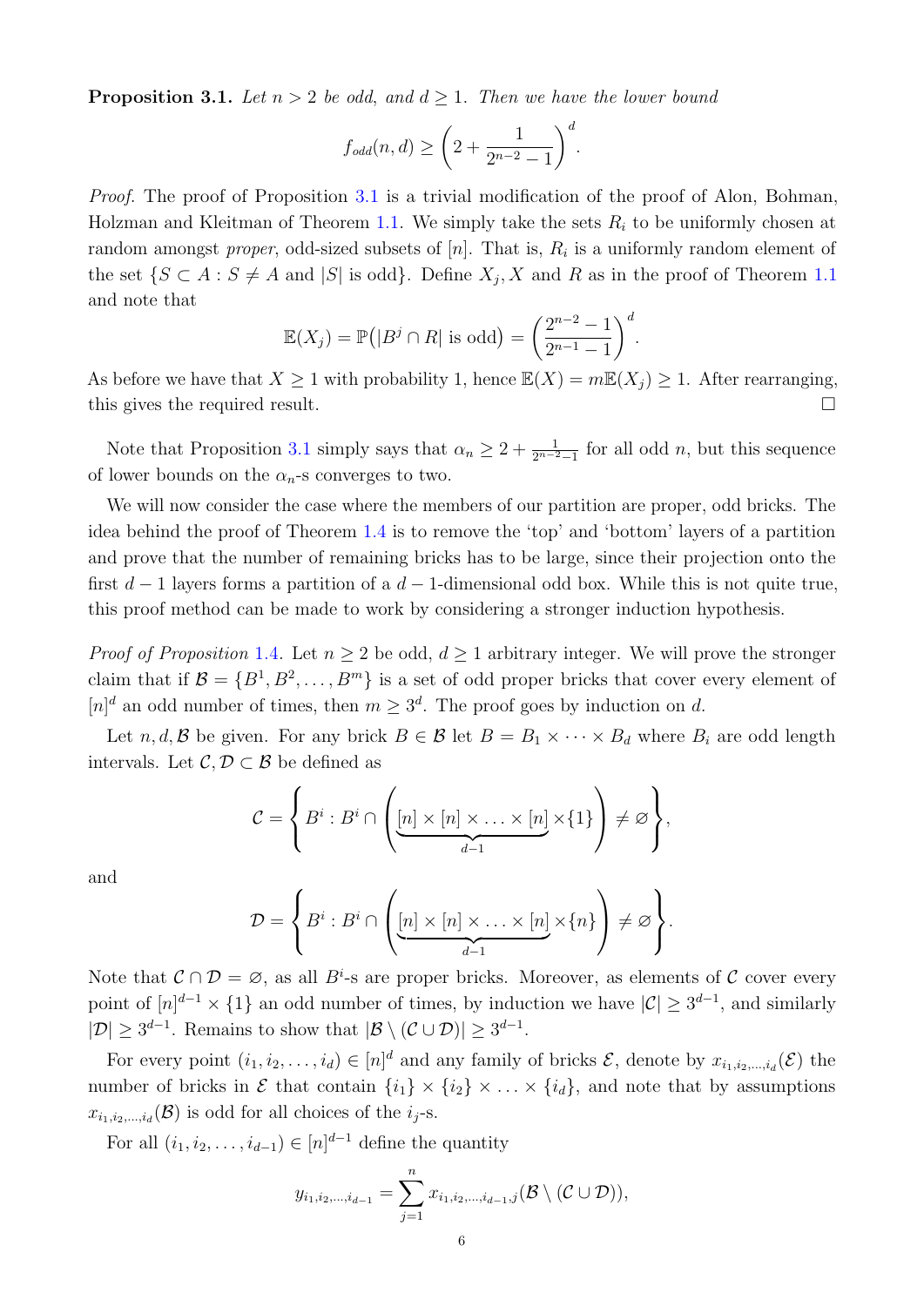**Proposition 3.1.** *Let $n > 2$ be odd, and $d \geq 1$. Then we have the lower bound*

$$f_{odd}(n,d) \geq \left(2 + \frac{1}{2^{n-2}-1}\right)^d.$$

*Proof.* The proof of Proposition 3.1 is a trivial modification of the proof of Alon, Bohman, Holzman and Kleitman of Theorem 1.1. We simply take the sets $R_i$ to be uniformly chosen at random amongst *proper*, odd-sized subsets of $[n]$. That is, $R_i$ is a uniformly random element of the set $\{S \subset A : S \neq A \text{ and } |S| \text{ is odd}\}$. Define $X_j, X$ and $R$ as in the proof of Theorem 1.1 and note that

$$\mathbb{E}(X_j) = \mathbb{P}\big(|B^j \cap R| \text{ is odd}\big) = \left(\frac{2^{n-2}-1}{2^{n-1}-1}\right)^d.$$

As before we have that $X \geq 1$ with probability 1, hence $\mathbb{E}(X) = m\mathbb{E}(X_j) \geq 1$. After rearranging, this gives the required result. □

Note that Proposition 3.1 simply says that $\alpha_n \geq 2 + \frac{1}{2^{n-2}-1}$ for all odd $n$, but this sequence of lower bounds on the $\alpha_n$-s converges to two.

We will now consider the case where the members of our partition are proper, odd bricks. The idea behind the proof of Theorem 1.4 is to remove the 'top' and 'bottom' layers of a partition and prove that the number of remaining bricks has to be large, since their projection onto the first $d-1$ layers forms a partition of a $d-1$-dimensional odd box. While this is not quite true, this proof method can be made to work by considering a stronger induction hypothesis.

*Proof of Proposition 1.4.* Let $n \geq 2$ be odd, $d \geq 1$ arbitrary integer. We will prove the stronger claim that if $\mathcal{B} = \{B^1, B^2, \ldots, B^m\}$ is a set of odd proper bricks that cover every element of $[n]^d$ an odd number of times, then $m \geq 3^d$. The proof goes by induction on $d$.

Let $n, d, \mathcal{B}$ be given. For any brick $B \in \mathcal{B}$ let $B = B_1 \times \cdots \times B_d$ where $B_i$ are odd length intervals. Let $\mathcal{C}, \mathcal{D} \subset \mathcal{B}$ be defined as

$$\mathcal{C} = \left\{ B^i : B^i \cap \left( \underbrace{[n] \times [n] \times \ldots \times [n]}_{d-1} \times \{1\} \right) \neq \varnothing \right\},$$

and

$$\mathcal{D} = \left\{ B^i : B^i \cap \left( \underbrace{[n] \times [n] \times \ldots \times [n]}_{d-1} \times \{n\} \right) \neq \varnothing \right\}.$$

Note that $\mathcal{C} \cap \mathcal{D} = \varnothing$, as all $B^i$-s are proper bricks. Moreover, as elements of $\mathcal{C}$ cover every point of $[n]^{d-1} \times \{1\}$ an odd number of times, by induction we have $|\mathcal{C}| \geq 3^{d-1}$, and similarly $|\mathcal{D}| \geq 3^{d-1}$. Remains to show that $|\mathcal{B} \setminus (\mathcal{C} \cup \mathcal{D})| \geq 3^{d-1}$.

For every point $(i_1, i_2, \ldots, i_d) \in [n]^d$ and any family of bricks $\mathcal{E}$, denote by $x_{i_1,i_2,\ldots,i_d}(\mathcal{E})$ the number of bricks in $\mathcal{E}$ that contain $\{i_1\} \times \{i_2\} \times \ldots \times \{i_d\}$, and note that by assumptions $x_{i_1,i_2,\ldots,i_d}(\mathcal{B})$ is odd for all choices of the $i_j$-s.

For all $(i_1, i_2, \ldots, i_{d-1}) \in [n]^{d-1}$ define the quantity

$$y_{i_1,i_2,\ldots,i_{d-1}} = \sum_{j=1}^{n} x_{i_1,i_2,\ldots,i_{d-1},j}(\mathcal{B} \setminus (\mathcal{C} \cup \mathcal{D})),$$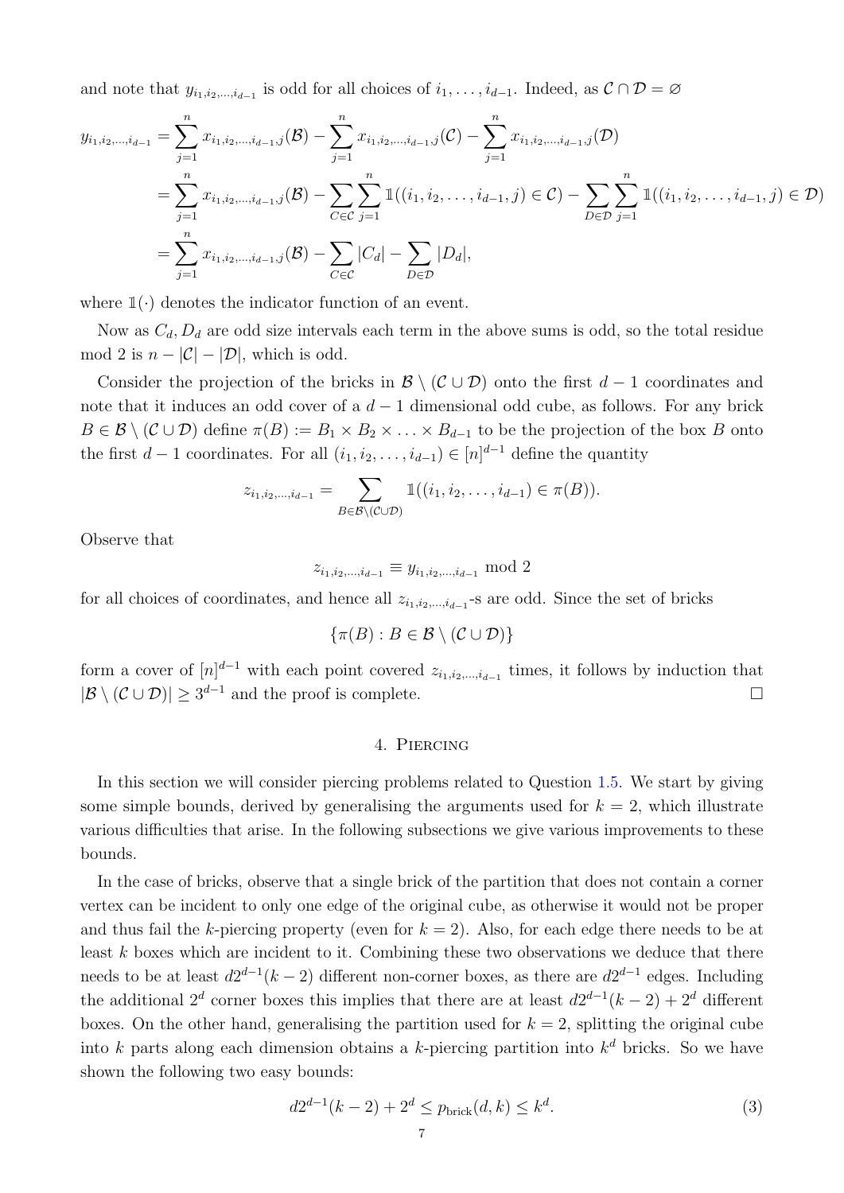and note that $y_{i_1,i_2,\ldots,i_{d-1}}$ is odd for all choices of $i_1,\ldots,i_{d-1}$. Indeed, as $\mathcal{C}\cap\mathcal{D}=\varnothing$

$$
\begin{aligned}
y_{i_1,i_2,\ldots,i_{d-1}} &= \sum_{j=1}^{n} x_{i_1,i_2,\ldots,i_{d-1},j}(\mathcal{B}) - \sum_{j=1}^{n} x_{i_1,i_2,\ldots,i_{d-1},j}(\mathcal{C}) - \sum_{j=1}^{n} x_{i_1,i_2,\ldots,i_{d-1},j}(\mathcal{D}) \\
&= \sum_{j=1}^{n} x_{i_1,i_2,\ldots,i_{d-1},j}(\mathcal{B}) - \sum_{C\in\mathcal{C}}\sum_{j=1}^{n} \mathbb{1}((i_1,i_2,\ldots,i_{d-1},j)\in \mathcal{C}) - \sum_{D\in\mathcal{D}}\sum_{j=1}^{n} \mathbb{1}((i_1,i_2,\ldots,i_{d-1},j)\in \mathcal{D}) \\
&= \sum_{j=1}^{n} x_{i_1,i_2,\ldots,i_{d-1},j}(\mathcal{B}) - \sum_{C\in\mathcal{C}} |C_d| - \sum_{D\in\mathcal{D}} |D_d|,
\end{aligned}
$$

where $\mathbb{1}(\cdot)$ denotes the indicator function of an event.

Now as $C_d, D_d$ are odd size intervals each term in the above sums is odd, so the total residue mod 2 is $n-|\mathcal{C}|-|\mathcal{D}|$, which is odd.

Consider the projection of the bricks in $\mathcal{B}\setminus(\mathcal{C}\cup\mathcal{D})$ onto the first $d-1$ coordinates and note that it induces an odd cover of a $d-1$ dimensional odd cube, as follows. For any brick $B\in\mathcal{B}\setminus(\mathcal{C}\cup\mathcal{D})$ define $\pi(B) := B_1\times B_2\times\ldots\times B_{d-1}$ to be the projection of the box $B$ onto the first $d-1$ coordinates. For all $(i_1,i_2,\ldots,i_{d-1})\in[n]^{d-1}$ define the quantity

$$
z_{i_1,i_2,\ldots,i_{d-1}} = \sum_{B\in\mathcal{B}\setminus(\mathcal{C}\cup\mathcal{D})} \mathbb{1}((i_1,i_2,\ldots,i_{d-1})\in\pi(B)).
$$

Observe that

$$
z_{i_1,i_2,\ldots,i_{d-1}} \equiv y_{i_1,i_2,\ldots,i_{d-1}} \bmod 2
$$

for all choices of coordinates, and hence all $z_{i_1,i_2,\ldots,i_{d-1}}$-s are odd. Since the set of bricks

$$
\{\pi(B) : B\in\mathcal{B}\setminus(\mathcal{C}\cup\mathcal{D})\}
$$

form a cover of $[n]^{d-1}$ with each point covered $z_{i_1,i_2,\ldots,i_{d-1}}$ times, it follows by induction that $|\mathcal{B}\setminus(\mathcal{C}\cup\mathcal{D})|\geq 3^{d-1}$ and the proof is complete. $\square$

## 4. Piercing

In this section we will consider piercing problems related to Question 1.5. We start by giving some simple bounds, derived by generalising the arguments used for $k=2$, which illustrate various difficulties that arise. In the following subsections we give various improvements to these bounds.

In the case of bricks, observe that a single brick of the partition that does not contain a corner vertex can be incident to only one edge of the original cube, as otherwise it would not be proper and thus fail the $k$-piercing property (even for $k=2$). Also, for each edge there needs to be at least $k$ boxes which are incident to it. Combining these two observations we deduce that there needs to be at least $d2^{d-1}(k-2)$ different non-corner boxes, as there are $d2^{d-1}$ edges. Including the additional $2^d$ corner boxes this implies that there are at least $d2^{d-1}(k-2)+2^d$ different boxes. On the other hand, generalising the partition used for $k=2$, splitting the original cube into $k$ parts along each dimension obtains a $k$-piercing partition into $k^d$ bricks. So we have shown the following two easy bounds:

$$
d2^{d-1}(k-2)+2^d \leq p_{\text{brick}}(d,k) \leq k^d. \tag{3}
$$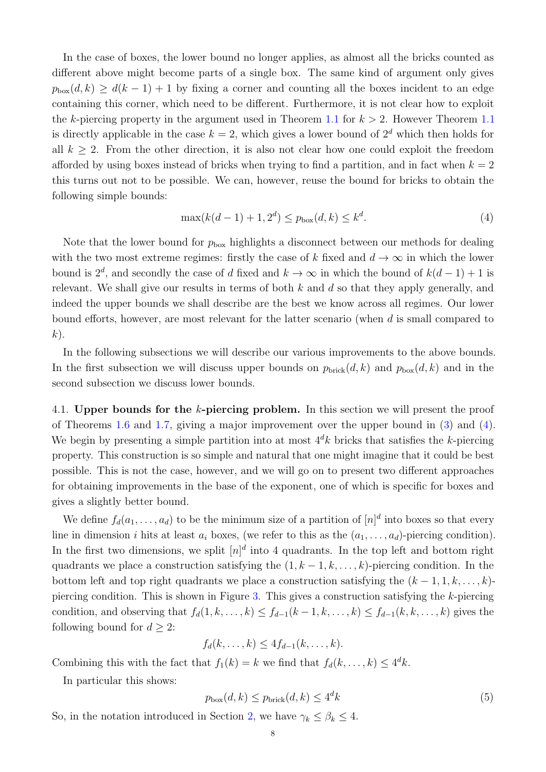In the case of boxes, the lower bound no longer applies, as almost all the bricks counted as different above might become parts of a single box. The same kind of argument only gives $p_{\text{box}}(d,k) \geq d(k-1)+1$ by fixing a corner and counting all the boxes incident to an edge containing this corner, which need to be different. Furthermore, it is not clear how to exploit the $k$-piercing property in the argument used in Theorem 1.1 for $k > 2$. However Theorem 1.1 is directly applicable in the case $k = 2$, which gives a lower bound of $2^d$ which then holds for all $k \geq 2$. From the other direction, it is also not clear how one could exploit the freedom afforded by using boxes instead of bricks when trying to find a partition, and in fact when $k = 2$ this turns out not to be possible. We can, however, reuse the bound for bricks to obtain the following simple bounds:

$$\max(k(d-1)+1, 2^d) \leq p_{\text{box}}(d,k) \leq k^d. \tag{4}$$

Note that the lower bound for $p_{\text{box}}$ highlights a disconnect between our methods for dealing with the two most extreme regimes: firstly the case of $k$ fixed and $d \to \infty$ in which the lower bound is $2^d$, and secondly the case of $d$ fixed and $k \to \infty$ in which the bound of $k(d-1)+1$ is relevant. We shall give our results in terms of both $k$ and $d$ so that they apply generally, and indeed the upper bounds we shall describe are the best we know across all regimes. Our lower bound efforts, however, are most relevant for the latter scenario (when $d$ is small compared to $k$).

In the following subsections we will describe our various improvements to the above bounds. In the first subsection we will discuss upper bounds on $p_{\text{brick}}(d,k)$ and $p_{\text{box}}(d,k)$ and in the second subsection we discuss lower bounds.

4.1. **Upper bounds for the $k$-piercing problem.** In this section we will present the proof of Theorems 1.6 and 1.7, giving a major improvement over the upper bound in (3) and (4). We begin by presenting a simple partition into at most $4^d k$ bricks that satisfies the $k$-piercing property. This construction is so simple and natural that one might imagine that it could be best possible. This is not the case, however, and we will go on to present two different approaches for obtaining improvements in the base of the exponent, one of which is specific for boxes and gives a slightly better bound.

We define $f_d(a_1, \ldots, a_d)$ to be the minimum size of a partition of $[n]^d$ into boxes so that every line in dimension $i$ hits at least $a_i$ boxes, (we refer to this as the $(a_1, \ldots, a_d)$-piercing condition). In the first two dimensions, we split $[n]^d$ into 4 quadrants. In the top left and bottom right quadrants we place a construction satisfying the $(1, k-1, k, \ldots, k)$-piercing condition. In the bottom left and top right quadrants we place a construction satisfying the $(k-1, 1, k, \ldots, k)$-piercing condition. This is shown in Figure 3. This gives a construction satisfying the $k$-piercing condition, and observing that $f_d(1, k, \ldots, k) \leq f_{d-1}(k-1, \ldots, k) \leq f_{d-1}(k, k, \ldots, k)$ gives the following bound for $d \geq 2$:

$$f_d(k, \ldots, k) \leq 4 f_{d-1}(k, \ldots, k).$$

Combining this with the fact that $f_1(k) = k$ we find that $f_d(k, \ldots, k) \leq 4^d k$.

In particular this shows:

$$p_{\text{box}}(d,k) \leq p_{\text{brick}}(d,k) \leq 4^d k \tag{5}$$

So, in the notation introduced in Section 2, we have $\gamma_k \leq \beta_k \leq 4$.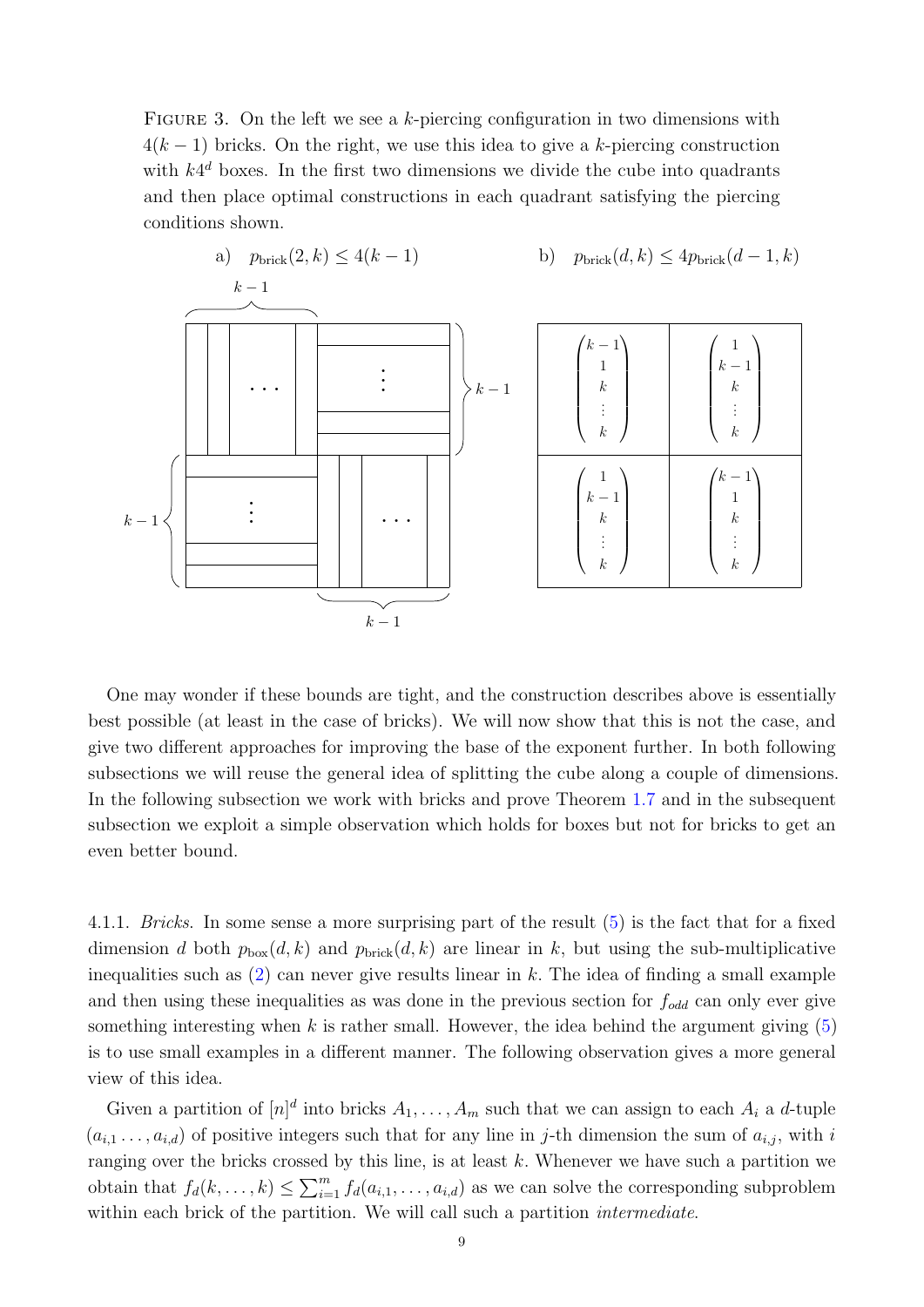Figure 3. On the left we see a $k$-piercing configuration in two dimensions with $4(k-1)$ bricks. On the right, we use this idea to give a $k$-piercing construction with $k4^d$ boxes. In the first two dimensions we divide the cube into quadrants and then place optimal constructions in each quadrant satisfying the piercing conditions shown.

a) $p_{\text{brick}}(2,k) \leq 4(k-1)$ b) $p_{\text{brick}}(d,k) \leq 4p_{\text{brick}}(d-1,k)$

One may wonder if these bounds are tight, and the construction describes above is essentially best possible (at least in the case of bricks). We will now show that this is not the case, and give two different approaches for improving the base of the exponent further. In both following subsections we will reuse the general idea of splitting the cube along a couple of dimensions. In the following subsection we work with bricks and prove Theorem 1.7 and in the subsequent subsection we exploit a simple observation which holds for boxes but not for bricks to get an even better bound.

4.1.1. *Bricks.* In some sense a more surprising part of the result (5) is the fact that for a fixed dimension $d$ both $p_{\text{box}}(d,k)$ and $p_{\text{brick}}(d,k)$ are linear in $k$, but using the sub-multiplicative inequalities such as (2) can never give results linear in $k$. The idea of finding a small example and then using these inequalities as was done in the previous section for $f_{odd}$ can only ever give something interesting when $k$ is rather small. However, the idea behind the argument giving (5) is to use small examples in a different manner. The following observation gives a more general view of this idea.

Given a partition of $[n]^d$ into bricks $A_1, \dots, A_m$ such that we can assign to each $A_i$ a $d$-tuple $(a_{i,1} \dots, a_{i,d})$ of positive integers such that for any line in $j$-th dimension the sum of $a_{i,j}$, with $i$ ranging over the bricks crossed by this line, is at least $k$. Whenever we have such a partition we obtain that $f_d(k,\dots,k) \leq \sum_{i=1}^m f_d(a_{i,1},\dots,a_{i,d})$ as we can solve the corresponding subproblem within each brick of the partition. We will call such a partition *intermediate*.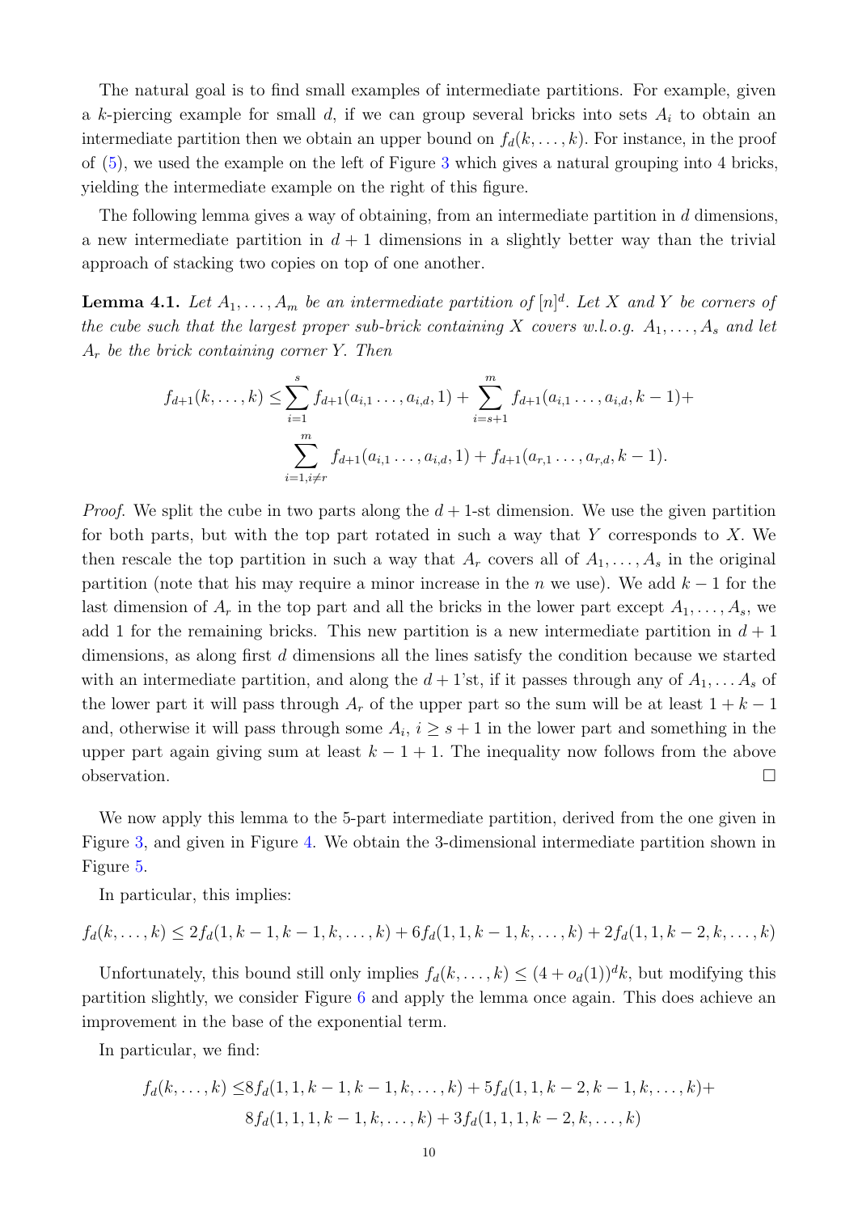The natural goal is to find small examples of intermediate partitions. For example, given a $k$-piercing example for small $d$, if we can group several bricks into sets $A_i$ to obtain an intermediate partition then we obtain an upper bound on $f_d(k,\dots,k)$. For instance, in the proof of (5), we used the example on the left of Figure 3 which gives a natural grouping into 4 bricks, yielding the intermediate example on the right of this figure.

The following lemma gives a way of obtaining, from an intermediate partition in $d$ dimensions, a new intermediate partition in $d+1$ dimensions in a slightly better way than the trivial approach of stacking two copies on top of one another.

**Lemma 4.1.** *Let $A_1,\dots,A_m$ be an intermediate partition of $[n]^d$. Let $X$ and $Y$ be corners of the cube such that the largest proper sub-brick containing $X$ covers w.l.o.g. $A_1,\dots,A_s$ and let $A_r$ be the brick containing corner $Y$. Then*

$$f_{d+1}(k,\dots,k) \leq \sum_{i=1}^{s} f_{d+1}(a_{i,1}\dots,a_{i,d},1) + \sum_{i=s+1}^{m} f_{d+1}(a_{i,1}\dots,a_{i,d},k-1) + \sum_{i=1,i\neq r}^{m} f_{d+1}(a_{i,1}\dots,a_{i,d},1) + f_{d+1}(a_{r,1}\dots,a_{r,d},k-1).$$

*Proof.* We split the cube in two parts along the $d+1$-st dimension. We use the given partition for both parts, but with the top part rotated in such a way that $Y$ corresponds to $X$. We then rescale the top partition in such a way that $A_r$ covers all of $A_1,\dots,A_s$ in the original partition (note that his may require a minor increase in the $n$ we use). We add $k-1$ for the last dimension of $A_r$ in the top part and all the bricks in the lower part except $A_1,\dots,A_s$, we add 1 for the remaining bricks. This new partition is a new intermediate partition in $d+1$ dimensions, as along first $d$ dimensions all the lines satisfy the condition because we started with an intermediate partition, and along the $d+1$'st, if it passes through any of $A_1,\dots A_s$ of the lower part it will pass through $A_r$ of the upper part so the sum will be at least $1+k-1$ and, otherwise it will pass through some $A_i$, $i \geq s+1$ in the lower part and something in the upper part again giving sum at least $k-1+1$. The inequality now follows from the above observation. $\square$

We now apply this lemma to the 5-part intermediate partition, derived from the one given in Figure 3, and given in Figure 4. We obtain the 3-dimensional intermediate partition shown in Figure 5.

In particular, this implies:

$$f_d(k,\dots,k) \leq 2f_d(1,k-1,k-1,k,\dots,k) + 6f_d(1,1,k-1,k,\dots,k) + 2f_d(1,1,k-2,k,\dots,k)$$

Unfortunately, this bound still only implies $f_d(k,\dots,k) \leq (4+o_d(1))^d k$, but modifying this partition slightly, we consider Figure 6 and apply the lemma once again. This does achieve an improvement in the base of the exponential term.

In particular, we find:

$$f_d(k,\dots,k) \leq 8f_d(1,1,k-1,k-1,k,\dots,k) + 5f_d(1,1,k-2,k-1,k,\dots,k) + 8f_d(1,1,1,k-1,k,\dots,k) + 3f_d(1,1,1,k-2,k,\dots,k)$$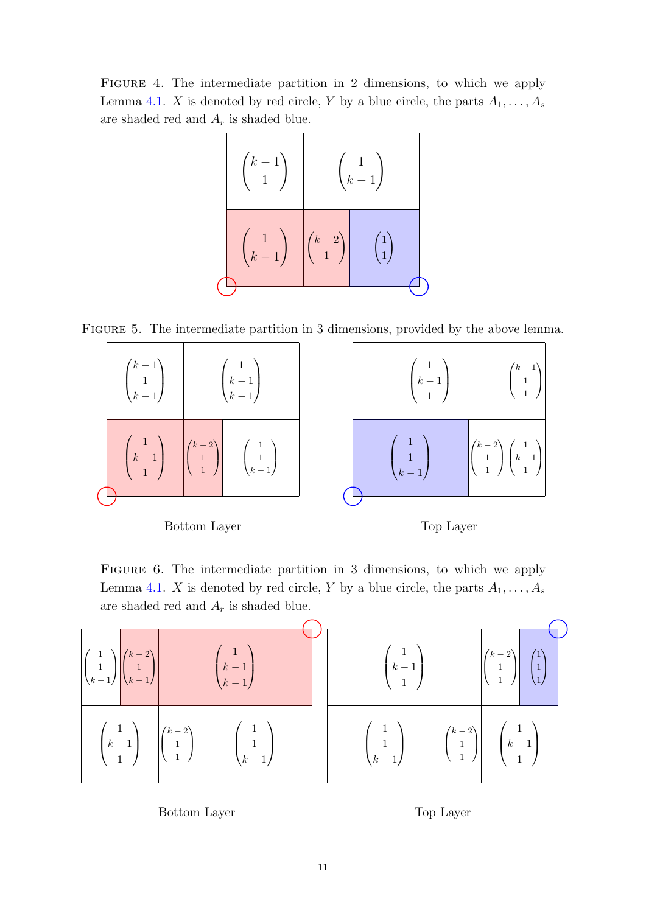Figure 4. The intermediate partition in 2 dimensions, to which we apply Lemma 4.1. $X$ is denoted by red circle, $Y$ by a blue circle, the parts $A_1, \ldots, A_s$ are shaded red and $A_r$ is shaded blue.

Figure 5. The intermediate partition in 3 dimensions, provided by the above lemma.

Bottom Layer

Top Layer

Figure 6. The intermediate partition in 3 dimensions, to which we apply Lemma 4.1. $X$ is denoted by red circle, $Y$ by a blue circle, the parts $A_1, \ldots, A_s$ are shaded red and $A_r$ is shaded blue.

Bottom Layer

Top Layer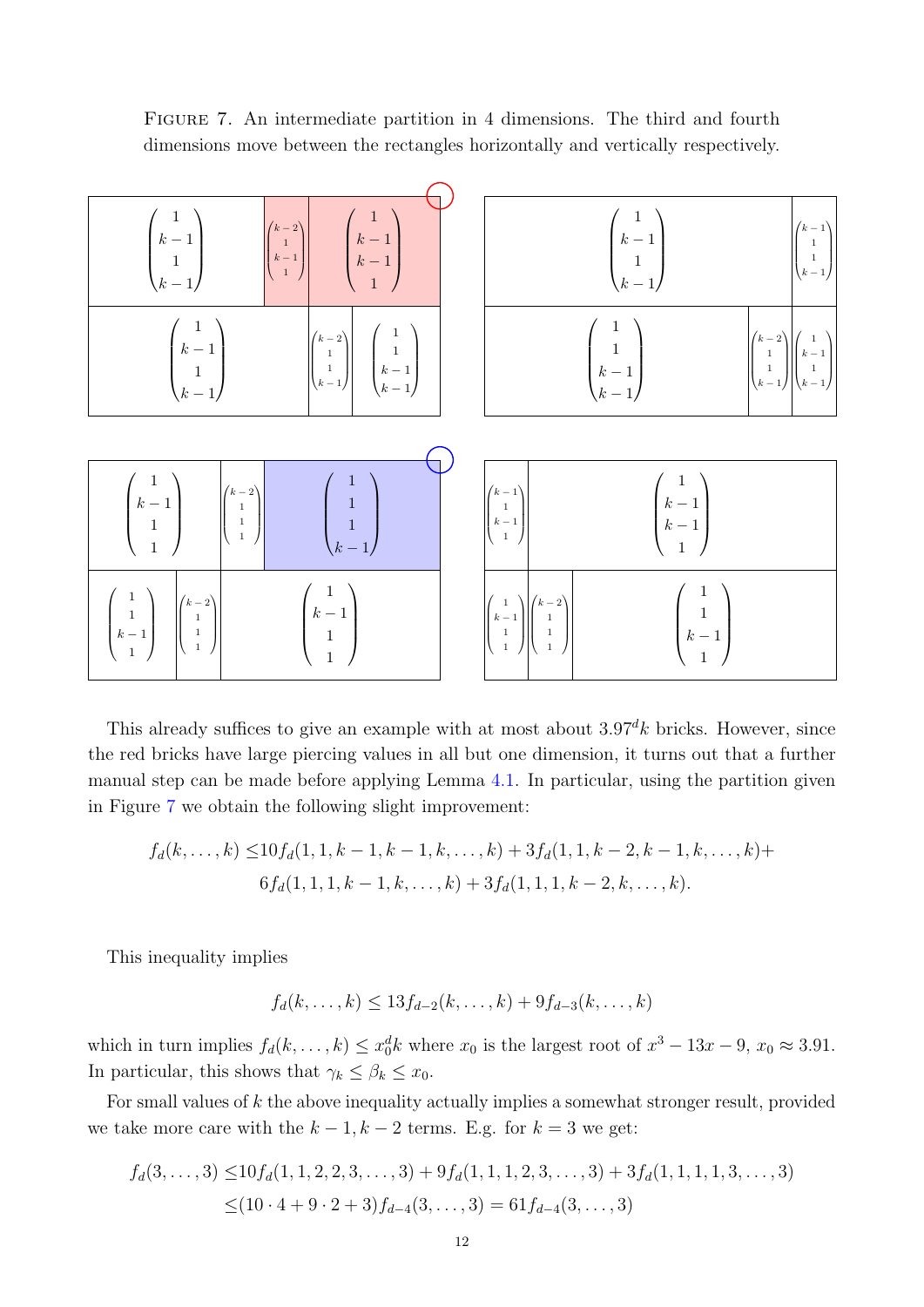Figure 7. An intermediate partition in 4 dimensions. The third and fourth dimensions move between the rectangles horizontally and vertically respectively.

This already suffices to give an example with at most about $3.97^d k$ bricks. However, since the red bricks have large piercing values in all but one dimension, it turns out that a further manual step can be made before applying Lemma 4.1. In particular, using the partition given in Figure 7 we obtain the following slight improvement:

$$\begin{aligned}f_d(k,\dots,k) \leq & 10 f_d(1,1,k-1,k-1,k,\dots,k) + 3 f_d(1,1,k-2,k-1,k,\dots,k) + \\ & 6 f_d(1,1,1,k-1,k,\dots,k) + 3 f_d(1,1,1,k-2,k,\dots,k).\end{aligned}$$

This inequality implies

$$f_d(k,\dots,k) \leq 13 f_{d-2}(k,\dots,k) + 9 f_{d-3}(k,\dots,k)$$

which in turn implies $f_d(k,\dots,k) \leq x_0^d k$ where $x_0$ is the largest root of $x^3 - 13x - 9$, $x_0 \approx 3.91$. In particular, this shows that $\gamma_k \leq \beta_k \leq x_0$.

For small values of $k$ the above inequality actually implies a somewhat stronger result, provided we take more care with the $k-1, k-2$ terms. E.g. for $k = 3$ we get:

$$\begin{aligned}f_d(3,\dots,3) \leq & 10 f_d(1,1,2,2,3,\dots,3) + 9 f_d(1,1,1,2,3,\dots,3) + 3 f_d(1,1,1,1,3,\dots,3) \\ \leq & (10 \cdot 4 + 9 \cdot 2 + 3) f_{d-4}(3,\dots,3) = 61 f_{d-4}(3,\dots,3)\end{aligned}$$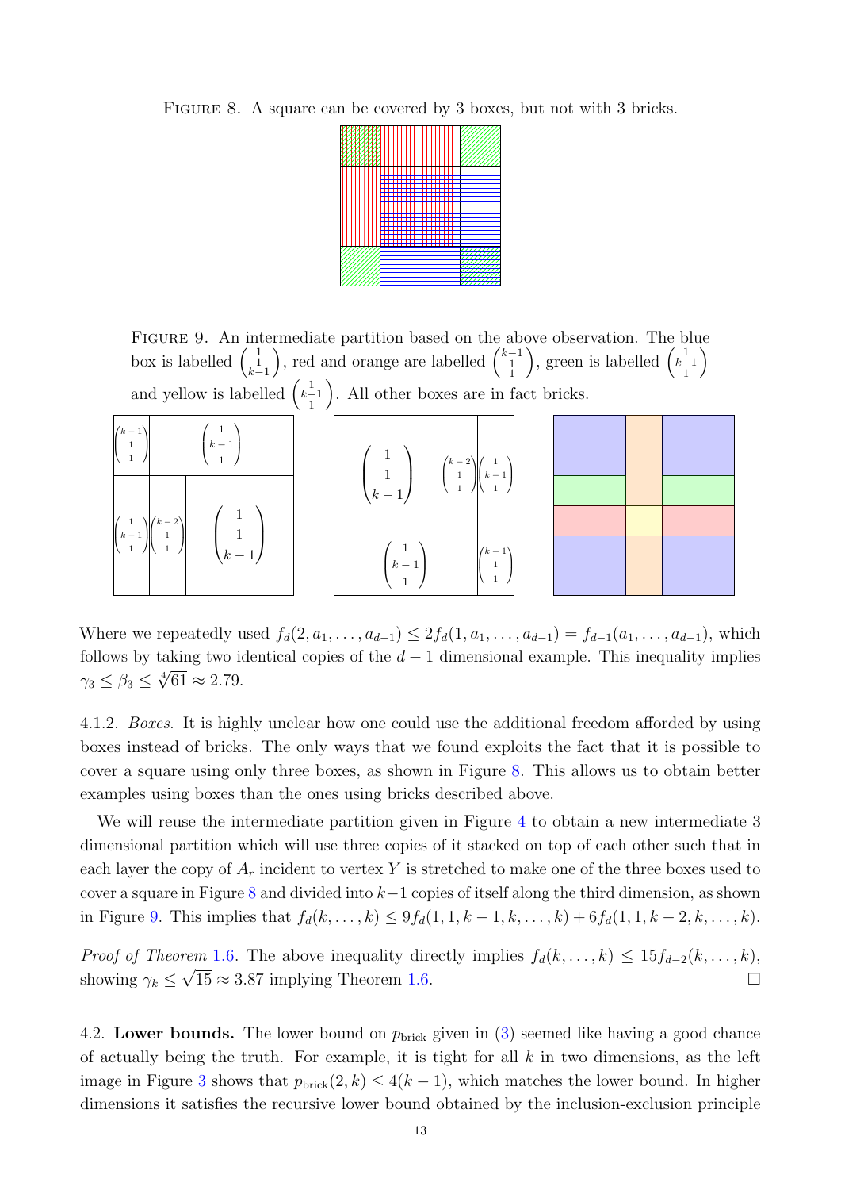FIGURE 8. A square can be covered by 3 boxes, but not with 3 bricks.

FIGURE 9. An intermediate partition based on the above observation. The blue box is labelled $\begin{pmatrix}1\\1\\k-1\end{pmatrix}$, red and orange are labelled $\begin{pmatrix}k-1\\1\\1\end{pmatrix}$, green is labelled $\begin{pmatrix}1\\k-1\\1\end{pmatrix}$ and yellow is labelled $\begin{pmatrix}1\\k-1\\1\end{pmatrix}$. All other boxes are in fact bricks.

Where we repeatedly used $f_d(2, a_1, \ldots, a_{d-1}) \leq 2f_d(1, a_1, \ldots, a_{d-1}) = f_{d-1}(a_1, \ldots, a_{d-1})$, which follows by taking two identical copies of the $d-1$ dimensional example. This inequality implies $\gamma_3 \leq \beta_3 \leq \sqrt[4]{61} \approx 2.79$.

4.1.2. *Boxes.* It is highly unclear how one could use the additional freedom afforded by using boxes instead of bricks. The only ways that we found exploits the fact that it is possible to cover a square using only three boxes, as shown in Figure 8. This allows us to obtain better examples using boxes than the ones using bricks described above.

We will reuse the intermediate partition given in Figure 4 to obtain a new intermediate 3 dimensional partition which will use three copies of it stacked on top of each other such that in each layer the copy of $A_r$ incident to vertex $Y$ is stretched to make one of the three boxes used to cover a square in Figure 8 and divided into $k-1$ copies of itself along the third dimension, as shown in Figure 9. This implies that $f_d(k, \ldots, k) \leq 9f_d(1, 1, k-1, k, \ldots, k) + 6f_d(1, 1, k-2, k, \ldots, k)$.

*Proof of Theorem 1.6.* The above inequality directly implies $f_d(k, \ldots, k) \leq 15f_{d-2}(k, \ldots, k)$, showing $\gamma_k \leq \sqrt{15} \approx 3.87$ implying Theorem 1.6. □

4.2. **Lower bounds.** The lower bound on $p_{\text{brick}}$ given in (3) seemed like having a good chance of actually being the truth. For example, it is tight for all $k$ in two dimensions, as the left image in Figure 3 shows that $p_{\text{brick}}(2, k) \leq 4(k-1)$, which matches the lower bound. In higher dimensions it satisfies the recursive lower bound obtained by the inclusion-exclusion principle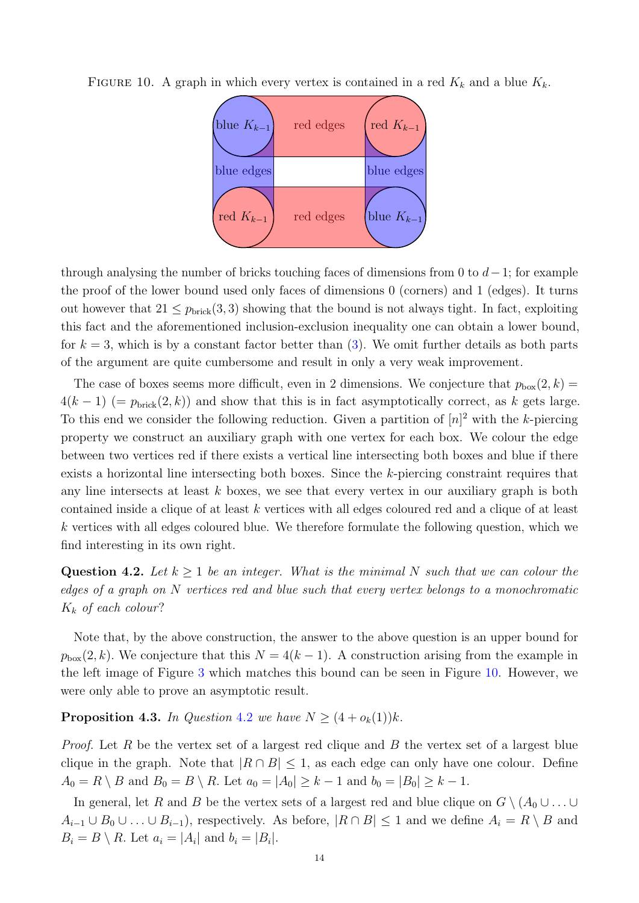FIGURE 10. A graph in which every vertex is contained in a red $K_k$ and a blue $K_k$.

through analysing the number of bricks touching faces of dimensions from 0 to $d-1$; for example the proof of the lower bound used only faces of dimensions 0 (corners) and 1 (edges). It turns out however that $21 \le p_{\text{brick}}(3,3)$ showing that the bound is not always tight. In fact, exploiting this fact and the aforementioned inclusion-exclusion inequality one can obtain a lower bound, for $k=3$, which is by a constant factor better than (3). We omit further details as both parts of the argument are quite cumbersome and result in only a very weak improvement.

The case of boxes seems more difficult, even in 2 dimensions. We conjecture that $p_{\text{box}}(2,k) = 4(k-1)$ $(= p_{\text{brick}}(2,k))$ and show that this is in fact asymptotically correct, as $k$ gets large. To this end we consider the following reduction. Given a partition of $[n]^2$ with the $k$-piercing property we construct an auxiliary graph with one vertex for each box. We colour the edge between two vertices red if there exists a vertical line intersecting both boxes and blue if there exists a horizontal line intersecting both boxes. Since the $k$-piercing constraint requires that any line intersects at least $k$ boxes, we see that every vertex in our auxiliary graph is both contained inside a clique of at least $k$ vertices with all edges coloured red and a clique of at least $k$ vertices with all edges coloured blue. We therefore formulate the following question, which we find interesting in its own right.

**Question 4.2.** *Let $k \ge 1$ be an integer. What is the minimal $N$ such that we can colour the edges of a graph on $N$ vertices red and blue such that every vertex belongs to a monochromatic $K_k$ of each colour?*

Note that, by the above construction, the answer to the above question is an upper bound for $p_{\text{box}}(2,k)$. We conjecture that this $N = 4(k-1)$. A construction arising from the example in the left image of Figure 3 which matches this bound can be seen in Figure 10. However, we were only able to prove an asymptotic result.

**Proposition 4.3.** *In Question 4.2 we have $N \ge (4 + o_k(1))k$.*

*Proof.* Let $R$ be the vertex set of a largest red clique and $B$ the vertex set of a largest blue clique in the graph. Note that $|R \cap B| \le 1$, as each edge can only have one colour. Define $A_0 = R \setminus B$ and $B_0 = B \setminus R$. Let $a_0 = |A_0| \ge k-1$ and $b_0 = |B_0| \ge k-1$.

In general, let $R$ and $B$ be the vertex sets of a largest red and blue clique on $G \setminus (A_0 \cup \ldots \cup A_{i-1} \cup B_0 \cup \ldots \cup B_{i-1})$, respectively. As before, $|R \cap B| \le 1$ and we define $A_i = R \setminus B$ and $B_i = B \setminus R$. Let $a_i = |A_i|$ and $b_i = |B_i|$.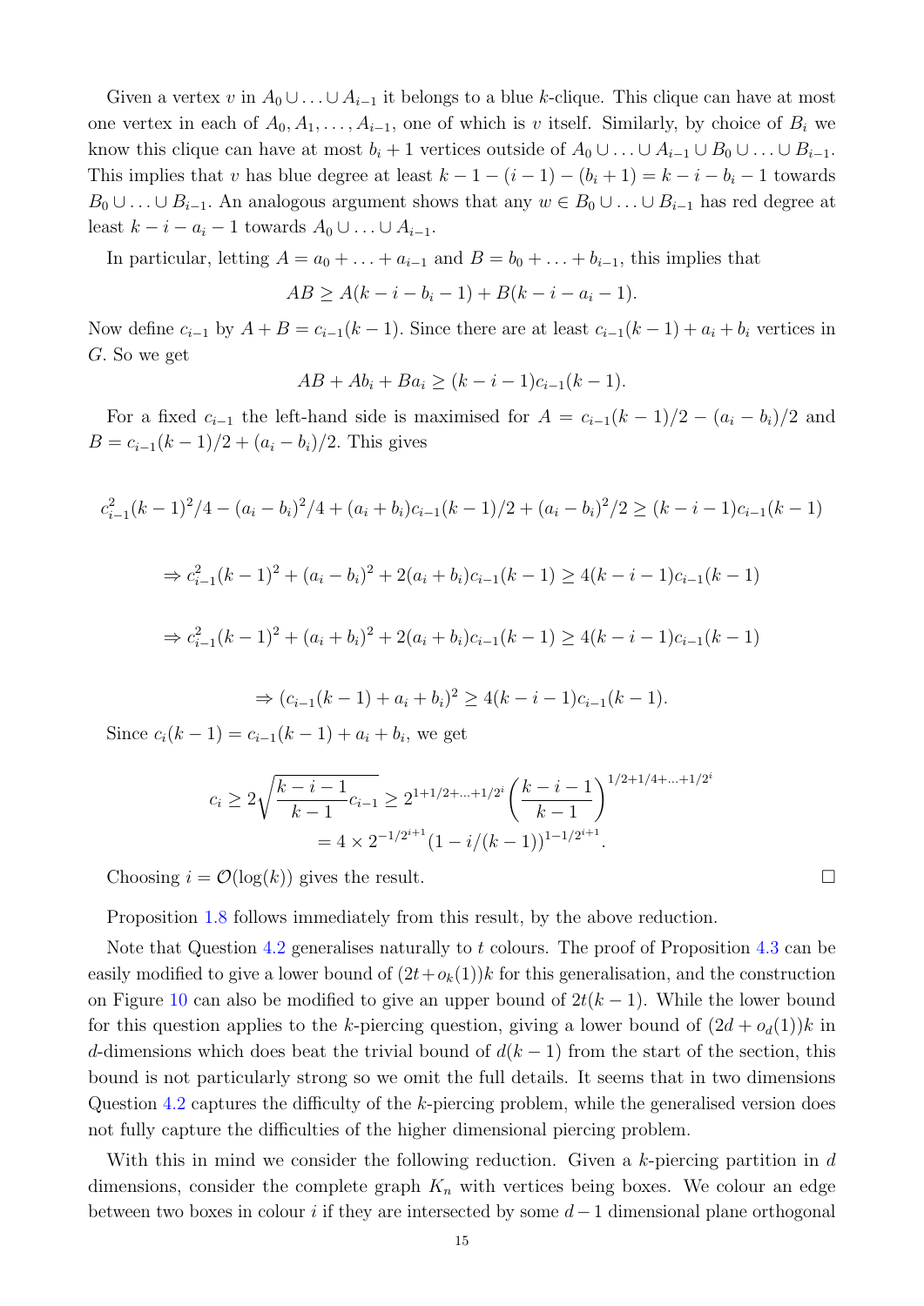Given a vertex $v$ in $A_0 \cup \ldots \cup A_{i-1}$ it belongs to a blue $k$-clique. This clique can have at most one vertex in each of $A_0, A_1, \ldots, A_{i-1}$, one of which is $v$ itself. Similarly, by choice of $B_i$ we know this clique can have at most $b_i + 1$ vertices outside of $A_0 \cup \ldots \cup A_{i-1} \cup B_0 \cup \ldots \cup B_{i-1}$. This implies that $v$ has blue degree at least $k - 1 - (i-1) - (b_i + 1) = k - i - b_i - 1$ towards $B_0 \cup \ldots \cup B_{i-1}$. An analogous argument shows that any $w \in B_0 \cup \ldots \cup B_{i-1}$ has red degree at least $k - i - a_i - 1$ towards $A_0 \cup \ldots \cup A_{i-1}$.

In particular, letting $A = a_0 + \ldots + a_{i-1}$ and $B = b_0 + \ldots + b_{i-1}$, this implies that

$$AB \geq A(k - i - b_i - 1) + B(k - i - a_i - 1).$$

Now define $c_{i-1}$ by $A + B = c_{i-1}(k-1)$. Since there are at least $c_{i-1}(k-1) + a_i + b_i$ vertices in $G$. So we get

$$AB + Ab_i + Ba_i \geq (k - i - 1)c_{i-1}(k-1).$$

For a fixed $c_{i-1}$ the left-hand side is maximised for $A = c_{i-1}(k-1)/2 - (a_i - b_i)/2$ and $B = c_{i-1}(k-1)/2 + (a_i - b_i)/2$. This gives

$$c_{i-1}^2(k-1)^2/4 - (a_i - b_i)^2/4 + (a_i + b_i)c_{i-1}(k-1)/2 + (a_i - b_i)^2/2 \geq (k - i - 1)c_{i-1}(k-1)$$

$$\Rightarrow c_{i-1}^2(k-1)^2 + (a_i - b_i)^2 + 2(a_i + b_i)c_{i-1}(k-1) \geq 4(k - i - 1)c_{i-1}(k-1)$$

$$\Rightarrow c_{i-1}^2(k-1)^2 + (a_i + b_i)^2 + 2(a_i + b_i)c_{i-1}(k-1) \geq 4(k - i - 1)c_{i-1}(k-1)$$

$$\Rightarrow (c_{i-1}(k-1) + a_i + b_i)^2 \geq 4(k - i - 1)c_{i-1}(k-1).$$

Since $c_i(k-1) = c_{i-1}(k-1) + a_i + b_i$, we get

$$\begin{aligned} c_i \geq 2\sqrt{\frac{k-i-1}{k-1}c_{i-1}} &\geq 2^{1+1/2+\ldots+1/2^i}\left(\frac{k-i-1}{k-1}\right)^{1/2+1/4+\ldots+1/2^i} \\ &= 4 \times 2^{-1/2^{i+1}}(1 - i/(k-1))^{1-1/2^{i+1}}. \end{aligned}$$

Choosing $i = \mathcal{O}(\log(k))$ gives the result. □

Proposition 1.8 follows immediately from this result, by the above reduction.

Note that Question 4.2 generalises naturally to $t$ colours. The proof of Proposition 4.3 can be easily modified to give a lower bound of $(2t + o_k(1))k$ for this generalisation, and the construction on Figure 10 can also be modified to give an upper bound of $2t(k-1)$. While the lower bound for this question applies to the $k$-piercing question, giving a lower bound of $(2d + o_d(1))k$ in $d$-dimensions which does beat the trivial bound of $d(k-1)$ from the start of the section, this bound is not particularly strong so we omit the full details. It seems that in two dimensions Question 4.2 captures the difficulty of the $k$-piercing problem, while the generalised version does not fully capture the difficulties of the higher dimensional piercing problem.

With this in mind we consider the following reduction. Given a $k$-piercing partition in $d$ dimensions, consider the complete graph $K_n$ with vertices being boxes. We colour an edge between two boxes in colour $i$ if they are intersected by some $d-1$ dimensional plane orthogonal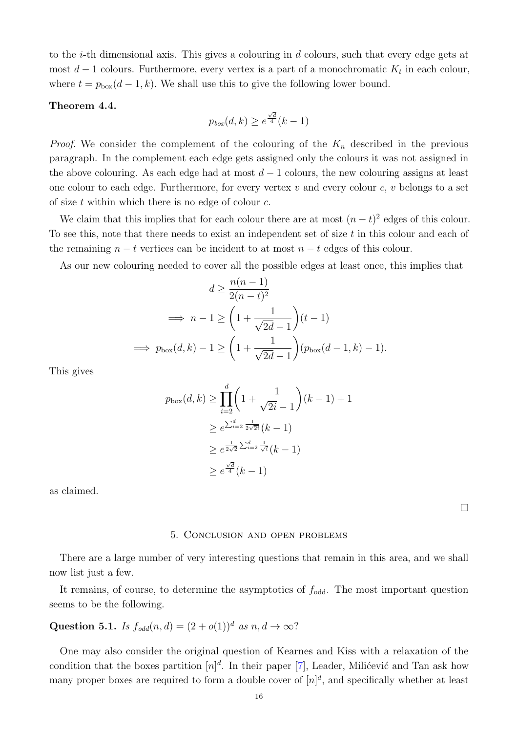to the $i$-th dimensional axis. This gives a colouring in $d$ colours, such that every edge gets at most $d-1$ colours. Furthermore, every vertex is a part of a monochromatic $K_t$ in each colour, where $t = p_{\text{box}}(d-1,k)$. We shall use this to give the following lower bound.

**Theorem 4.4.**

$$p_{box}(d,k) \geq e^{\frac{\sqrt{d}}{4}}(k-1)$$

*Proof.* We consider the complement of the colouring of the $K_n$ described in the previous paragraph. In the complement each edge gets assigned only the colours it was not assigned in the above colouring. As each edge had at most $d-1$ colours, the new colouring assigns at least one colour to each edge. Furthermore, for every vertex $v$ and every colour $c$, $v$ belongs to a set of size $t$ within which there is no edge of colour $c$.

We claim that this implies that for each colour there are at most $(n-t)^2$ edges of this colour. To see this, note that there needs to exist an independent set of size $t$ in this colour and each of the remaining $n-t$ vertices can be incident to at most $n-t$ edges of this colour.

As our new colouring needed to cover all the possible edges at least once, this implies that

$$\begin{aligned}
d &\geq \frac{n(n-1)}{2(n-t)^2} \\
\implies n-1 &\geq \left(1+\frac{1}{\sqrt{2d}-1}\right)(t-1) \\
\implies p_{\text{box}}(d,k)-1 &\geq \left(1+\frac{1}{\sqrt{2d}-1}\right)(p_{\text{box}}(d-1,k)-1).
\end{aligned}$$

This gives

$$\begin{aligned}
p_{\text{box}}(d,k) &\geq \prod_{i=2}^{d}\left(1+\frac{1}{\sqrt{2i}-1}\right)(k-1)+1 \\
&\geq e^{\sum_{i=2}^{d}\frac{1}{2\sqrt{2i}}}(k-1) \\
&\geq e^{\frac{1}{2\sqrt{2}}\sum_{i=2}^{d}\frac{1}{\sqrt{i}}}(k-1) \\
&\geq e^{\frac{\sqrt{d}}{4}}(k-1)
\end{aligned}$$

as claimed. $\square$

## 5. Conclusion and open problems

There are a large number of very interesting questions that remain in this area, and we shall now list just a few.

It remains, of course, to determine the asymptotics of $f_{\text{odd}}$. The most important question seems to be the following.

**Question 5.1.** *Is $f_{odd}(n,d) = (2+o(1))^d$ as $n, d \to \infty$?*

One may also consider the original question of Kearnes and Kiss with a relaxation of the condition that the boxes partition $[n]^d$. In their paper [7], Leader, Milićević and Tan ask how many proper boxes are required to form a double cover of $[n]^d$, and specifically whether at least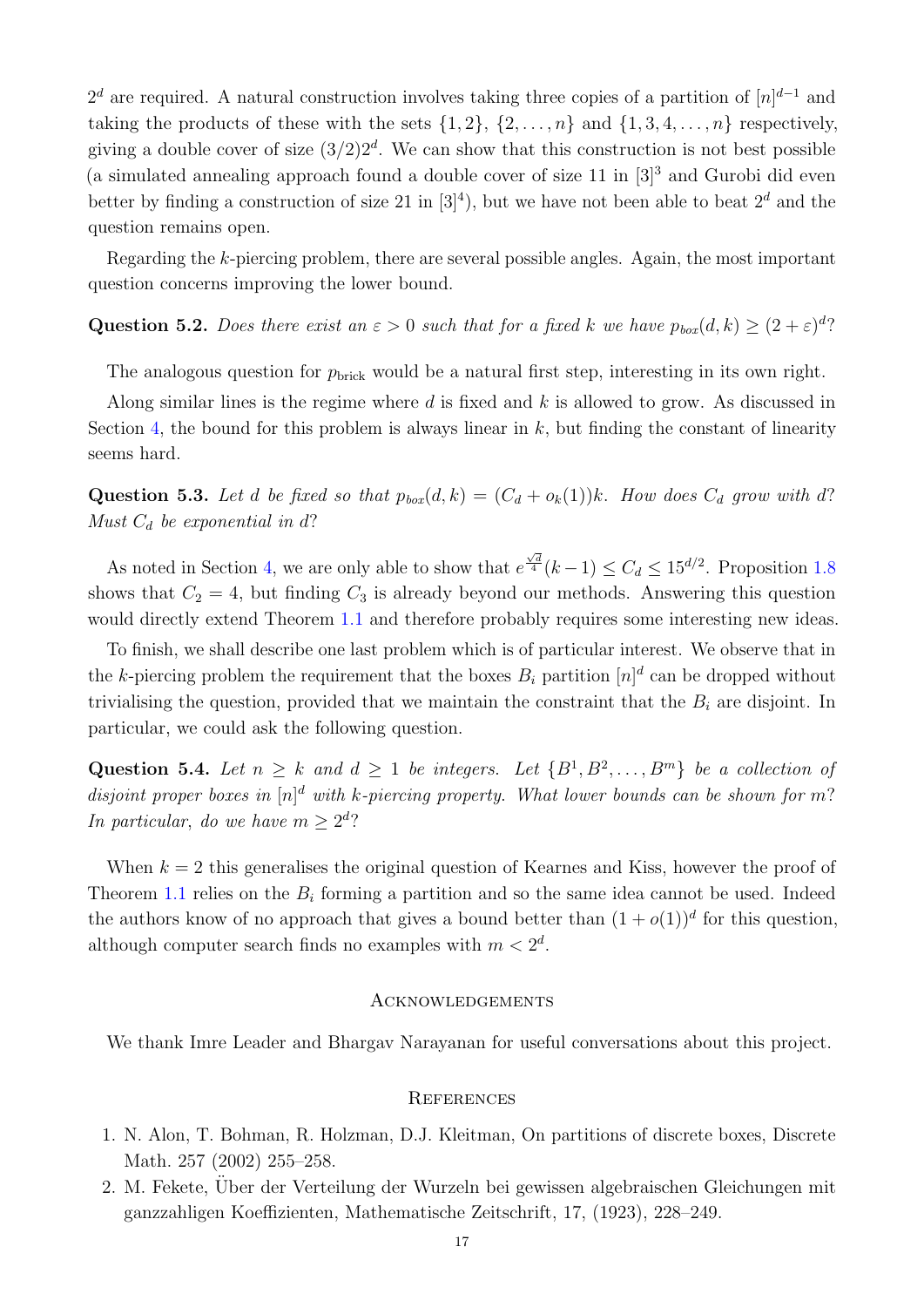$2^d$ are required. A natural construction involves taking three copies of a partition of $[n]^{d-1}$ and taking the products of these with the sets $\{1, 2\}$, $\{2, \ldots, n\}$ and $\{1, 3, 4, \ldots, n\}$ respectively, giving a double cover of size $(3/2)2^d$. We can show that this construction is not best possible (a simulated annealing approach found a double cover of size 11 in $[3]^3$ and Gurobi did even better by finding a construction of size 21 in $[3]^4$), but we have not been able to beat $2^d$ and the question remains open.

Regarding the $k$-piercing problem, there are several possible angles. Again, the most important question concerns improving the lower bound.

**Question 5.2.** *Does there exist an $\varepsilon > 0$ such that for a fixed $k$ we have $p_{box}(d, k) \geq (2 + \varepsilon)^d$?*

The analogous question for $p_{\text{brick}}$ would be a natural first step, interesting in its own right.

Along similar lines is the regime where $d$ is fixed and $k$ is allowed to grow. As discussed in Section 4, the bound for this problem is always linear in $k$, but finding the constant of linearity seems hard.

**Question 5.3.** *Let $d$ be fixed so that $p_{box}(d, k) = (C_d + o_k(1))k$. How does $C_d$ grow with $d$? Must $C_d$ be exponential in $d$?*

As noted in Section 4, we are only able to show that $e^{\frac{\sqrt{d}}{4}}(k - 1) \leq C_d \leq 15^{d/2}$. Proposition 1.8 shows that $C_2 = 4$, but finding $C_3$ is already beyond our methods. Answering this question would directly extend Theorem 1.1 and therefore probably requires some interesting new ideas.

To finish, we shall describe one last problem which is of particular interest. We observe that in the $k$-piercing problem the requirement that the boxes $B_i$ partition $[n]^d$ can be dropped without trivialising the question, provided that we maintain the constraint that the $B_i$ are disjoint. In particular, we could ask the following question.

**Question 5.4.** *Let $n \geq k$ and $d \geq 1$ be integers. Let $\{B^1, B^2, \ldots, B^m\}$ be a collection of disjoint proper boxes in $[n]^d$ with $k$-piercing property. What lower bounds can be shown for $m$? In particular, do we have $m \geq 2^d$?*

When $k = 2$ this generalises the original question of Kearnes and Kiss, however the proof of Theorem 1.1 relies on the $B_i$ forming a partition and so the same idea cannot be used. Indeed the authors know of no approach that gives a bound better than $(1 + o(1))^d$ for this question, although computer search finds no examples with $m < 2^d$.

## Acknowledgements

We thank Imre Leader and Bhargav Narayanan for useful conversations about this project.

## References

1. N. Alon, T. Bohman, R. Holzman, D.J. Kleitman, On partitions of discrete boxes, Discrete Math. 257 (2002) 255–258.
2. M. Fekete, Über der Verteilung der Wurzeln bei gewissen algebraischen Gleichungen mit ganzzahligen Koeffizienten, Mathematische Zeitschrift, 17, (1923), 228–249.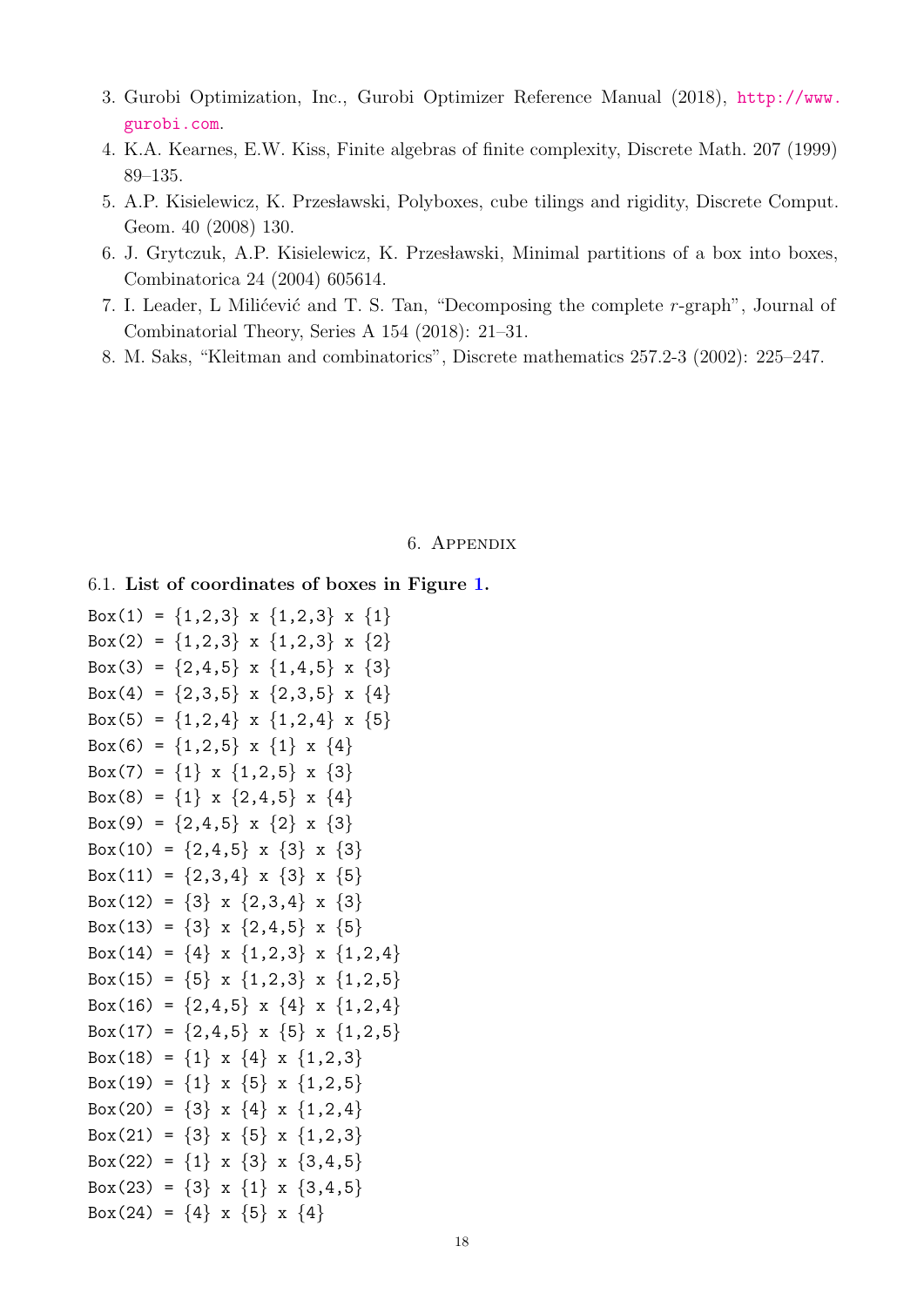3. Gurobi Optimization, Inc., Gurobi Optimizer Reference Manual (2018), http://www.gurobi.com.
4. K.A. Kearnes, E.W. Kiss, Finite algebras of finite complexity, Discrete Math. 207 (1999) 89–135.
5. A.P. Kisielewicz, K. Przesławski, Polyboxes, cube tilings and rigidity, Discrete Comput. Geom. 40 (2008) 130.
6. J. Grytczuk, A.P. Kisielewicz, K. Przesławski, Minimal partitions of a box into boxes, Combinatorica 24 (2004) 605614.
7. I. Leader, L Milićević and T. S. Tan, "Decomposing the complete $r$-graph", Journal of Combinatorial Theory, Series A 154 (2018): 21–31.
8. M. Saks, "Kleitman and combinatorics", Discrete mathematics 257.2-3 (2002): 225–247.

# 6. Appendix

## 6.1. List of coordinates of boxes in Figure 1.

```
Box(1) = {1,2,3} x {1,2,3} x {1}
Box(2) = {1,2,3} x {1,2,3} x {2}
Box(3) = {2,4,5} x {1,4,5} x {3}
Box(4) = {2,3,5} x {2,3,5} x {4}
Box(5) = {1,2,4} x {1,2,4} x {5}
Box(6) = {1,2,5} x {1} x {4}
Box(7) = {1} x {1,2,5} x {3}
Box(8) = {1} x {2,4,5} x {4}
Box(9) = {2,4,5} x {2} x {3}
Box(10) = {2,4,5} x {3} x {3}
Box(11) = {2,3,4} x {3} x {5}
Box(12) = {3} x {2,3,4} x {3}
Box(13) = {3} x {2,4,5} x {5}
Box(14) = {4} x {1,2,3} x {1,2,4}
Box(15) = {5} x {1,2,3} x {1,2,5}
Box(16) = {2,4,5} x {4} x {1,2,4}
Box(17) = {2,4,5} x {5} x {1,2,5}
Box(18) = {1} x {4} x {1,2,3}
Box(19) = {1} x {5} x {1,2,5}
Box(20) = {3} x {4} x {1,2,4}
Box(21) = {3} x {5} x {1,2,3}
Box(22) = {1} x {3} x {3,4,5}
Box(23) = {3} x {1} x {3,4,5}
Box(24) = {4} x {5} x {4}
```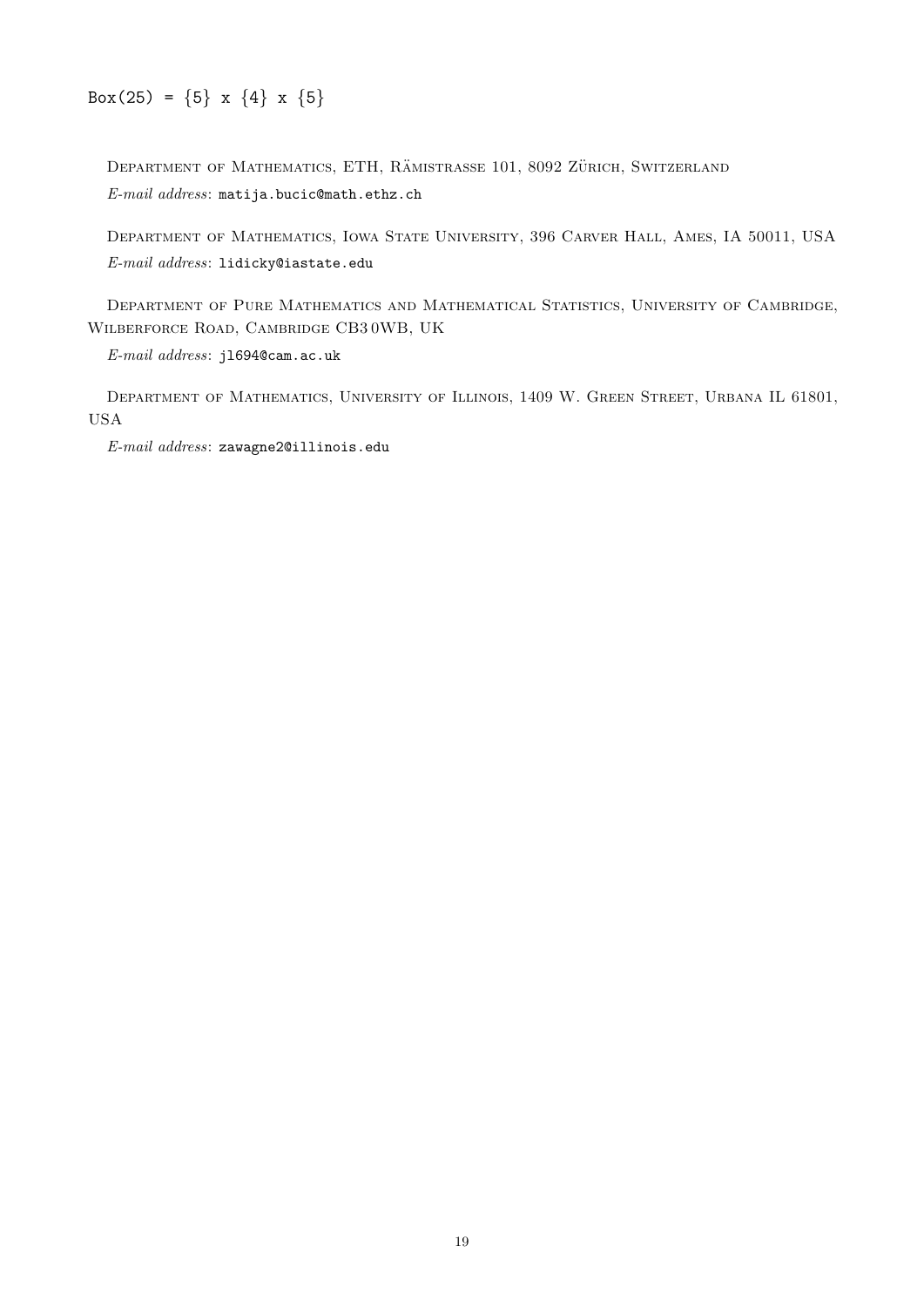```
Box(25) = {5} x {4} x {5}
```

Department of Mathematics, ETH, Rämistrasse 101, 8092 Zürich, Switzerland

*E-mail address*: matija.bucic@math.ethz.ch

Department of Mathematics, Iowa State University, 396 Carver Hall, Ames, IA 50011, USA

*E-mail address*: lidicky@iastate.edu

Department of Pure Mathematics and Mathematical Statistics, University of Cambridge, Wilberforce Road, Cambridge CB3 0WB, UK

*E-mail address*: jl694@cam.ac.uk

Department of Mathematics, University of Illinois, 1409 W. Green Street, Urbana IL 61801, USA

*E-mail address*: zawagne2@illinois.edu